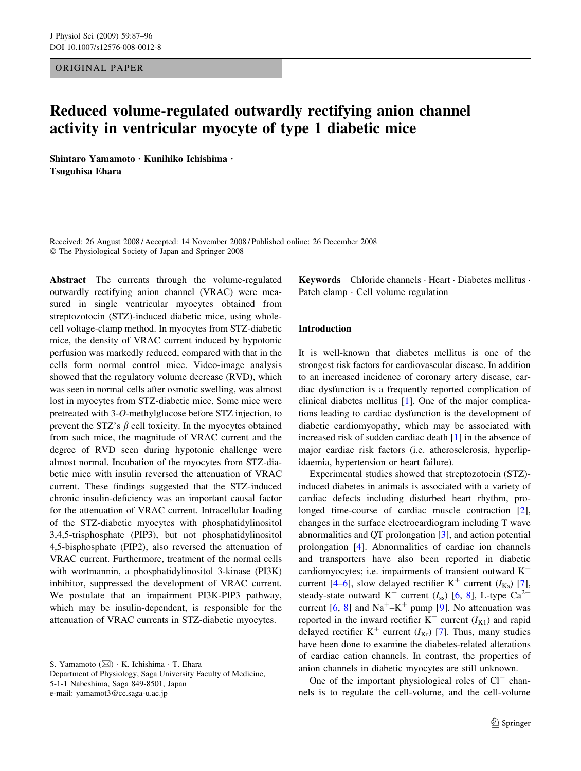ORIGINAL PAPER

# Reduced volume-regulated outwardly rectifying anion channel activity in ventricular myocyte of type 1 diabetic mice

**Shintaro Yamamoto · Kunihiko Ichishima · Tsuguhisa Ehara**

Received: 26 August 2008 / Accepted: 14 November 2008 / Published online: 26 December 2008
© The Physiological Society of Japan and Springer 2008

**Abstract** The currents through the volume-regulated outwardly rectifying anion channel (VRAC) were measured in single ventricular myocytes obtained from streptozotocin (STZ)-induced diabetic mice, using whole-cell voltage-clamp method. In myocytes from STZ-diabetic mice, the density of VRAC current induced by hypotonic perfusion was markedly reduced, compared with that in the cells form normal control mice. Video-image analysis showed that the regulatory volume decrease (RVD), which was seen in normal cells after osmotic swelling, was almost lost in myocytes from STZ-diabetic mice. Some mice were pretreated with 3-*O*-methylglucose before STZ injection, to prevent the STZ's $\beta$ cell toxicity. In the myocytes obtained from such mice, the magnitude of VRAC current and the degree of RVD seen during hypotonic challenge were almost normal. Incubation of the myocytes from STZ-diabetic mice with insulin reversed the attenuation of VRAC current. These findings suggested that the STZ-induced chronic insulin-deficiency was an important causal factor for the attenuation of VRAC current. Intracellular loading of the STZ-diabetic myocytes with phosphatidylinositol 3,4,5-trisphosphate (PIP3), but not phosphatidylinositol 4,5-bisphosphate (PIP2), also reversed the attenuation of VRAC current. Furthermore, treatment of the normal cells with wortmannin, a phosphatidylinositol 3-kinase (PI3K) inhibitor, suppressed the development of VRAC current. We postulate that an impairment PI3K-PIP3 pathway, which may be insulin-dependent, is responsible for the attenuation of VRAC currents in STZ-diabetic myocytes.

**Keywords** Chloride channels · Heart · Diabetes mellitus · Patch clamp · Cell volume regulation

S. Yamamoto (✉) · K. Ichishima · T. Ehara
Department of Physiology, Saga University Faculty of Medicine, 5-1-1 Nabeshima, Saga 849-8501, Japan
e-mail: yamamot3@cc.saga-u.ac.jp

## Introduction

It is well-known that diabetes mellitus is one of the strongest risk factors for cardiovascular disease. In addition to an increased incidence of coronary artery disease, cardiac dysfunction is a frequently reported complication of clinical diabetes mellitus [1]. One of the major complications leading to cardiac dysfunction is the development of diabetic cardiomyopathy, which may be associated with increased risk of sudden cardiac death [1] in the absence of major cardiac risk factors (i.e. atherosclerosis, hyperlipidaemia, hypertension or heart failure).

Experimental studies showed that streptozotocin (STZ)-induced diabetes in animals is associated with a variety of cardiac defects including disturbed heart rhythm, prolonged time-course of cardiac muscle contraction [2], changes in the surface electrocardiogram including T wave abnormalities and QT prolongation [3], and action potential prolongation [4]. Abnormalities of cardiac ion channels and transporters have also been reported in diabetic cardiomyocytes; i.e. impairments of transient outward $K^+$ current [4–6], slow delayed rectifier $K^+$ current ($I_{Ks}$) [7], steady-state outward $K^+$ current ($I_{ss}$) [6, 8], L-type $Ca^{2+}$ current [6, 8] and $Na^+$–$K^+$ pump [9]. No attenuation was reported in the inward rectifier $K^+$ current ($I_{K1}$) and rapid delayed rectifier $K^+$ current ($I_{Kr}$) [7]. Thus, many studies have been done to examine the diabetes-related alterations of cardiac cation channels. In contrast, the properties of anion channels in diabetic myocytes are still unknown.

One of the important physiological roles of $Cl^-$ channels is to regulate the cell-volume, and the cell-volume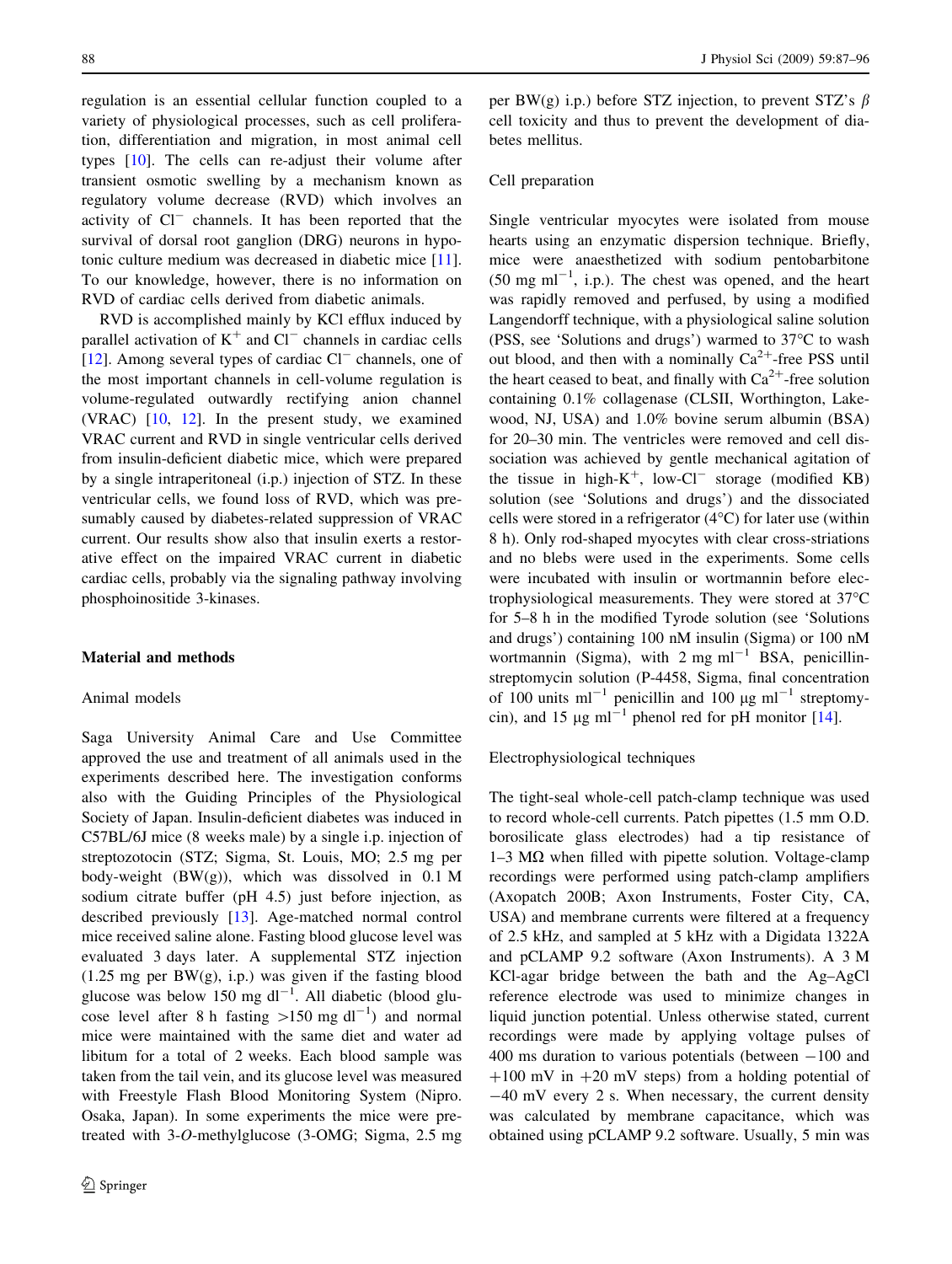regulation is an essential cellular function coupled to a variety of physiological processes, such as cell proliferation, differentiation and migration, in most animal cell types [10]. The cells can re-adjust their volume after transient osmotic swelling by a mechanism known as regulatory volume decrease (RVD) which involves an activity of $Cl^-$ channels. It has been reported that the survival of dorsal root ganglion (DRG) neurons in hypotonic culture medium was decreased in diabetic mice [11]. To our knowledge, however, there is no information on RVD of cardiac cells derived from diabetic animals.

RVD is accomplished mainly by KCl efflux induced by parallel activation of $K^+$ and $Cl^-$ channels in cardiac cells [12]. Among several types of cardiac $Cl^-$ channels, one of the most important channels in cell-volume regulation is volume-regulated outwardly rectifying anion channel (VRAC) [10, 12]. In the present study, we examined VRAC current and RVD in single ventricular cells derived from insulin-deficient diabetic mice, which were prepared by a single intraperitoneal (i.p.) injection of STZ. In these ventricular cells, we found loss of RVD, which was presumably caused by diabetes-related suppression of VRAC current. Our results show also that insulin exerts a restorative effect on the impaired VRAC current in diabetic cardiac cells, probably via the signaling pathway involving phosphoinositide 3-kinases.

## Material and methods

### Animal models

Saga University Animal Care and Use Committee approved the use and treatment of all animals used in the experiments described here. The investigation conforms also with the Guiding Principles of the Physiological Society of Japan. Insulin-deficient diabetes was induced in C57BL/6J mice (8 weeks male) by a single i.p. injection of streptozotocin (STZ; Sigma, St. Louis, MO; 2.5 mg per body-weight (BW(g)), which was dissolved in 0.1 M sodium citrate buffer (pH 4.5) just before injection, as described previously [13]. Age-matched normal control mice received saline alone. Fasting blood glucose level was evaluated 3 days later. A supplemental STZ injection (1.25 mg per BW(g), i.p.) was given if the fasting blood glucose was below 150 mg $dl^{-1}$. All diabetic (blood glucose level after 8 h fasting >150 mg $dl^{-1}$) and normal mice were maintained with the same diet and water ad libitum for a total of 2 weeks. Each blood sample was taken from the tail vein, and its glucose level was measured with Freestyle Flash Blood Monitoring System (Nipro. Osaka, Japan). In some experiments the mice were pretreated with 3-*O*-methylglucose (3-OMG; Sigma, 2.5 mg per BW(g) i.p.) before STZ injection, to prevent STZ's $\beta$ cell toxicity and thus to prevent the development of diabetes mellitus.

### Cell preparation

Single ventricular myocytes were isolated from mouse hearts using an enzymatic dispersion technique. Briefly, mice were anaesthetized with sodium pentobarbitone (50 mg $ml^{-1}$, i.p.). The chest was opened, and the heart was rapidly removed and perfused, by using a modified Langendorff technique, with a physiological saline solution (PSS, see 'Solutions and drugs') warmed to 37°C to wash out blood, and then with a nominally $Ca^{2+}$-free PSS until the heart ceased to beat, and finally with $Ca^{2+}$-free solution containing 0.1% collagenase (CLSII, Worthington, Lakewood, NJ, USA) and 1.0% bovine serum albumin (BSA) for 20–30 min. The ventricles were removed and cell dissociation was achieved by gentle mechanical agitation of the tissue in high-$K^+$, low-$Cl^-$ storage (modified KB) solution (see 'Solutions and drugs') and the dissociated cells were stored in a refrigerator (4°C) for later use (within 8 h). Only rod-shaped myocytes with clear cross-striations and no blebs were used in the experiments. Some cells were incubated with insulin or wortmannin before electrophysiological measurements. They were stored at 37°C for 5–8 h in the modified Tyrode solution (see 'Solutions and drugs') containing 100 nM insulin (Sigma) or 100 nM wortmannin (Sigma), with 2 mg $ml^{-1}$ BSA, penicillin-streptomycin solution (P-4458, Sigma, final concentration of 100 units $ml^{-1}$ penicillin and 100 μg $ml^{-1}$ streptomycin), and 15 μg $ml^{-1}$ phenol red for pH monitor [14].

### Electrophysiological techniques

The tight-seal whole-cell patch-clamp technique was used to record whole-cell currents. Patch pipettes (1.5 mm O.D. borosilicate glass electrodes) had a tip resistance of 1–3 MΩ when filled with pipette solution. Voltage-clamp recordings were performed using patch-clamp amplifiers (Axopatch 200B; Axon Instruments, Foster City, CA, USA) and membrane currents were filtered at a frequency of 2.5 kHz, and sampled at 5 kHz with a Digidata 1322A and pCLAMP 9.2 software (Axon Instruments). A 3 M KCl-agar bridge between the bath and the Ag–AgCl reference electrode was used to minimize changes in liquid junction potential. Unless otherwise stated, current recordings were made by applying voltage pulses of 400 ms duration to various potentials (between −100 and +100 mV in +20 mV steps) from a holding potential of −40 mV every 2 s. When necessary, the current density was calculated by membrane capacitance, which was obtained using pCLAMP 9.2 software. Usually, 5 min was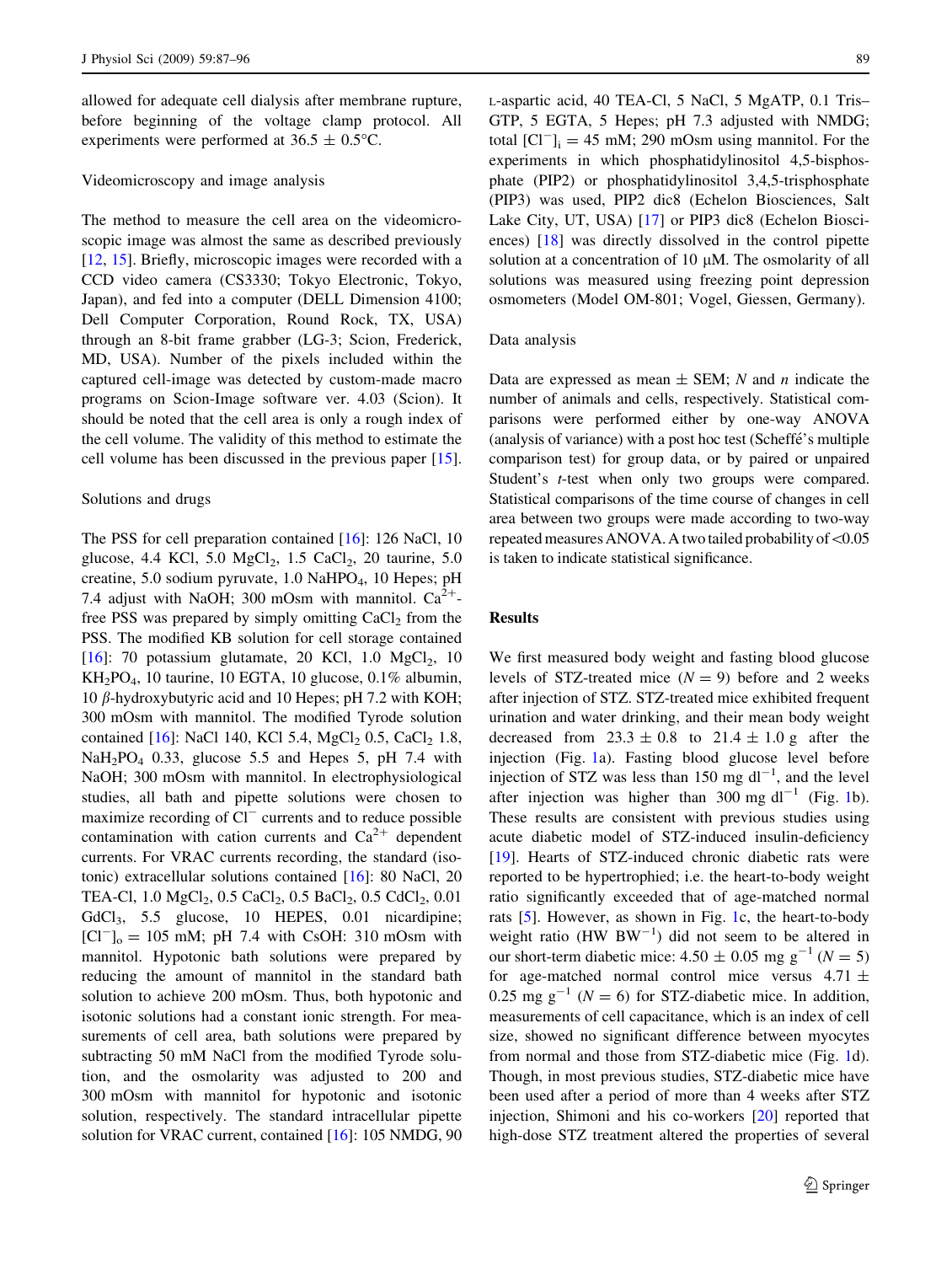allowed for adequate cell dialysis after membrane rupture, before beginning of the voltage clamp protocol. All experiments were performed at $36.5 \pm 0.5°C$.

### Videomicroscopy and image analysis

The method to measure the cell area on the videomicroscopic image was almost the same as described previously [12, 15]. Briefly, microscopic images were recorded with a CCD video camera (CS3330; Tokyo Electronic, Tokyo, Japan), and fed into a computer (DELL Dimension 4100; Dell Computer Corporation, Round Rock, TX, USA) through an 8-bit frame grabber (LG-3; Scion, Frederick, MD, USA). Number of the pixels included within the captured cell-image was detected by custom-made macro programs on Scion-Image software ver. 4.03 (Scion). It should be noted that the cell area is only a rough index of the cell volume. The validity of this method to estimate the cell volume has been discussed in the previous paper [15].

### Solutions and drugs

The PSS for cell preparation contained [16]: 126 NaCl, 10 glucose, 4.4 KCl, 5.0 $MgCl_2$, 1.5 $CaCl_2$, 20 taurine, 5.0 creatine, 5.0 sodium pyruvate, 1.0 $NaHPO_4$, 10 Hepes; pH 7.4 adjust with NaOH; 300 mOsm with mannitol. $Ca^{2+}$-free PSS was prepared by simply omitting $CaCl_2$ from the PSS. The modified KB solution for cell storage contained [16]: 70 potassium glutamate, 20 KCl, 1.0 $MgCl_2$, 10 $KH_2PO_4$, 10 taurine, 10 EGTA, 10 glucose, 0.1% albumin, 10 $\beta$-hydroxybutyric acid and 10 Hepes; pH 7.2 with KOH; 300 mOsm with mannitol. The modified Tyrode solution contained [16]: NaCl 140, KCl 5.4, $MgCl_2$ 0.5, $CaCl_2$ 1.8, $NaH_2PO_4$ 0.33, glucose 5.5 and Hepes 5, pH 7.4 with NaOH; 300 mOsm with mannitol. In electrophysiological studies, all bath and pipette solutions were chosen to maximize recording of $Cl^-$ currents and to reduce possible contamination with cation currents and $Ca^{2+}$ dependent currents. For VRAC currents recording, the standard (isotonic) extracellular solutions contained [16]: 80 NaCl, 20 TEA-Cl, 1.0 $MgCl_2$, 0.5 $CaCl_2$, 0.5 $BaCl_2$, 0.5 $CdCl_2$, 0.01 $GdCl_3$, 5.5 glucose, 10 HEPES, 0.01 nicardipine; $[Cl^-]_o = 105$ mM; pH 7.4 with CsOH: 310 mOsm with mannitol. Hypotonic bath solutions were prepared by reducing the amount of mannitol in the standard bath solution to achieve 200 mOsm. Thus, both hypotonic and isotonic solutions had a constant ionic strength. For measurements of cell area, bath solutions were prepared by subtracting 50 mM NaCl from the modified Tyrode solution, and the osmolarity was adjusted to 200 and 300 mOsm with mannitol for hypotonic and isotonic solution, respectively. The standard intracellular pipette solution for VRAC current, contained [16]: 105 NMDG, 90 L-aspartic acid, 40 TEA-Cl, 5 NaCl, 5 MgATP, 0.1 Tris–GTP, 5 EGTA, 5 Hepes; pH 7.3 adjusted with NMDG; total $[Cl^-]_i = 45$ mM; 290 mOsm using mannitol. For the experiments in which phosphatidylinositol 4,5-bisphosphate (PIP2) or phosphatidylinositol 3,4,5-trisphosphate (PIP3) was used, PIP2 dic8 (Echelon Biosciences, Salt Lake City, UT, USA) [17] or PIP3 dic8 (Echelon Biosciences) [18] was directly dissolved in the control pipette solution at a concentration of 10 μM. The osmolarity of all solutions was measured using freezing point depression osmometers (Model OM-801; Vogel, Giessen, Germany).

### Data analysis

Data are expressed as mean ± SEM; *N* and *n* indicate the number of animals and cells, respectively. Statistical comparisons were performed either by one-way ANOVA (analysis of variance) with a post hoc test (Scheffé's multiple comparison test) for group data, or by paired or unpaired Student's *t*-test when only two groups were compared. Statistical comparisons of the time course of changes in cell area between two groups were made according to two-way repeated measures ANOVA. A two tailed probability of <0.05 is taken to indicate statistical significance.

## Results

We first measured body weight and fasting blood glucose levels of STZ-treated mice ($N = 9$) before and 2 weeks after injection of STZ. STZ-treated mice exhibited frequent urination and water drinking, and their mean body weight decreased from $23.3 \pm 0.8$ to $21.4 \pm 1.0$ g after the injection (Fig. 1a). Fasting blood glucose level before injection of STZ was less than 150 mg $dl^{-1}$, and the level after injection was higher than 300 mg $dl^{-1}$ (Fig. 1b). These results are consistent with previous studies using acute diabetic model of STZ-induced insulin-deficiency [19]. Hearts of STZ-induced chronic diabetic rats were reported to be hypertrophied; i.e. the heart-to-body weight ratio significantly exceeded that of age-matched normal rats [5]. However, as shown in Fig. 1c, the heart-to-body weight ratio (HW $BW^{-1}$) did not seem to be altered in our short-term diabetic mice: $4.50 \pm 0.05$ mg $g^{-1}$ ($N = 5$) for age-matched normal control mice versus $4.71 \pm 0.25$ mg $g^{-1}$ ($N = 6$) for STZ-diabetic mice. In addition, measurements of cell capacitance, which is an index of cell size, showed no significant difference between myocytes from normal and those from STZ-diabetic mice (Fig. 1d). Though, in most previous studies, STZ-diabetic mice have been used after a period of more than 4 weeks after STZ injection, Shimoni and his co-workers [20] reported that high-dose STZ treatment altered the properties of several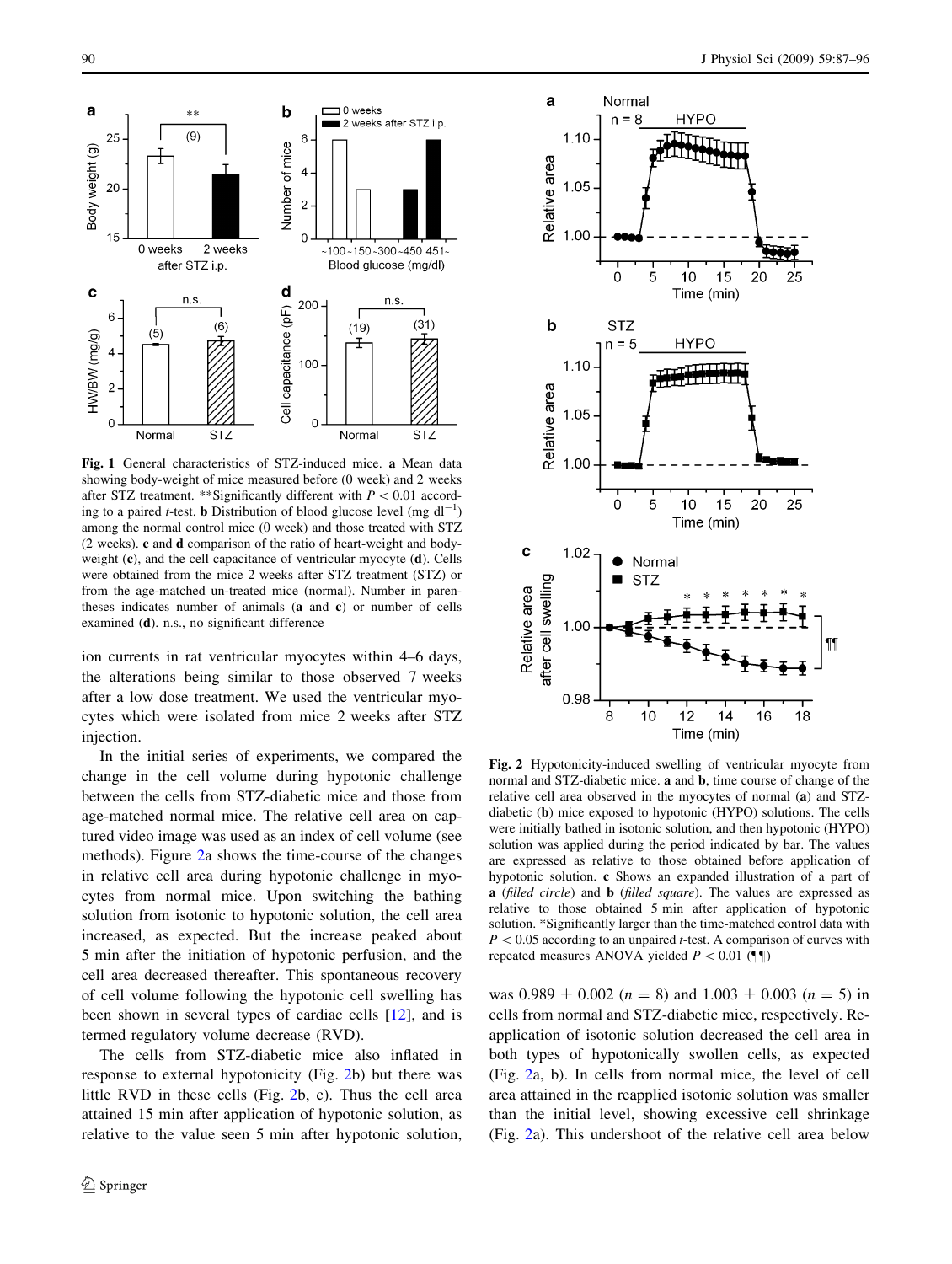**Fig. 1** General characteristics of STZ-induced mice. **a** Mean data showing body-weight of mice measured before (0 week) and 2 weeks after STZ treatment. **Significantly different with $P < 0.01$ according to a paired *t*-test. **b** Distribution of blood glucose level (mg $dl^{-1}$) among the normal control mice (0 week) and those treated with STZ (2 weeks). **c** and **d** comparison of the ratio of heart-weight and body-weight (**c**), and the cell capacitance of ventricular myocyte (**d**). Cells were obtained from the mice 2 weeks after STZ treatment (STZ) or from the age-matched un-treated mice (normal). Number in parentheses indicates number of animals (**a** and **c**) or number of cells examined (**d**). n.s., no significant difference

ion currents in rat ventricular myocytes within 4–6 days, the alterations being similar to those observed 7 weeks after a low dose treatment. We used the ventricular myocytes which were isolated from mice 2 weeks after STZ injection.

In the initial series of experiments, we compared the change in the cell volume during hypotonic challenge between the cells from STZ-diabetic mice and those from age-matched normal mice. The relative cell area on captured video image was used as an index of cell volume (see methods). Figure 2a shows the time-course of the changes in relative cell area during hypotonic challenge in myocytes from normal mice. Upon switching the bathing solution from isotonic to hypotonic solution, the cell area increased, as expected. But the increase peaked about 5 min after the initiation of hypotonic perfusion, and the cell area decreased thereafter. This spontaneous recovery of cell volume following the hypotonic cell swelling has been shown in several types of cardiac cells [12], and is termed regulatory volume decrease (RVD).

The cells from STZ-diabetic mice also inflated in response to external hypotonicity (Fig. 2b) but there was little RVD in these cells (Fig. 2b, c). Thus the cell area attained 15 min after application of hypotonic solution, as relative to the value seen 5 min after hypotonic solution, was $0.989 \pm 0.002$ ($n = 8$) and $1.003 \pm 0.003$ ($n = 5$) in cells from normal and STZ-diabetic mice, respectively. Reapplication of isotonic solution decreased the cell area in both types of hypotonically swollen cells, as expected (Fig. 2a, b). In cells from normal mice, the level of cell area attained in the reapplied isotonic solution was smaller than the initial level, showing excessive cell shrinkage (Fig. 2a). This undershoot of the relative cell area below

**Fig. 2** Hypotonicity-induced swelling of ventricular myocyte from normal and STZ-diabetic mice. **a** and **b**, time course of change of the relative cell area observed in the myocytes of normal (**a**) and STZ-diabetic (**b**) mice exposed to hypotonic (HYPO) solutions. The cells were initially bathed in isotonic solution, and then hypotonic (HYPO) solution was applied during the period indicated by bar. The values are expressed as relative to those obtained before application of hypotonic solution. **c** Shows an expanded illustration of a part of **a** (*filled circle*) and **b** (*filled square*). The values are expressed as relative to those obtained 5 min after application of hypotonic solution. *Significantly larger than the time-matched control data with $P < 0.05$ according to an unpaired *t*-test. A comparison of curves with repeated measures ANOVA yielded $P < 0.01$ (¶¶)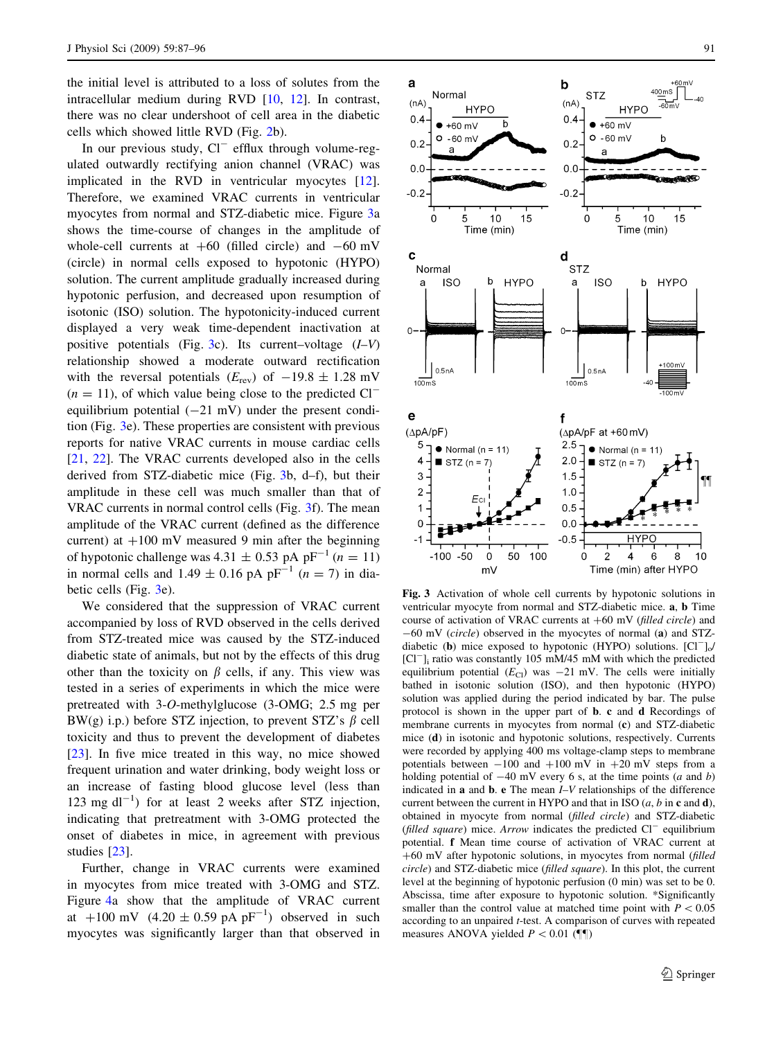the initial level is attributed to a loss of solutes from the intracellular medium during RVD [10, 12]. In contrast, there was no clear undershoot of cell area in the diabetic cells which showed little RVD (Fig. 2b).

In our previous study, $Cl^-$ efflux through volume-regulated outwardly rectifying anion channel (VRAC) was implicated in the RVD in ventricular myocytes [12]. Therefore, we examined VRAC currents in ventricular myocytes from normal and STZ-diabetic mice. Figure 3a shows the time-course of changes in the amplitude of whole-cell currents at +60 (filled circle) and −60 mV (circle) in normal cells exposed to hypotonic (HYPO) solution. The current amplitude gradually increased during hypotonic perfusion, and decreased upon resumption of isotonic (ISO) solution. The hypotonicity-induced current displayed a very weak time-dependent inactivation at positive potentials (Fig. 3c). Its current–voltage (*I*–*V*) relationship showed a moderate outward rectification with the reversal potentials ($E_{rev}$) of $-19.8 \pm 1.28$ mV ($n = 11$), of which value being close to the predicted $Cl^-$ equilibrium potential (−21 mV) under the present condition (Fig. 3e). These properties are consistent with previous reports for native VRAC currents in mouse cardiac cells [21, 22]. The VRAC currents developed also in the cells derived from STZ-diabetic mice (Fig. 3b, d–f), but their amplitude in these cell was much smaller than that of VRAC currents in normal control cells (Fig. 3f). The mean amplitude of the VRAC current (defined as the difference current) at +100 mV measured 9 min after the beginning of hypotonic challenge was $4.31 \pm 0.53$ pA $pF^{-1}$ ($n = 11$) in normal cells and $1.49 \pm 0.16$ pA $pF^{-1}$ ($n = 7$) in diabetic cells (Fig. 3e).

We considered that the suppression of VRAC current accompanied by loss of RVD observed in the cells derived from STZ-treated mice was caused by the STZ-induced diabetic state of animals, but not by the effects of this drug other than the toxicity on β cells, if any. This view was tested in a series of experiments in which the mice were pretreated with 3-*O*-methylglucose (3-OMG; 2.5 mg per BW(g) i.p.) before STZ injection, to prevent STZ's β cell toxicity and thus to prevent the development of diabetes [23]. In five mice treated in this way, no mice showed frequent urination and water drinking, body weight loss or an increase of fasting blood glucose level (less than 123 mg $dl^{-1}$) for at least 2 weeks after STZ injection, indicating that pretreatment with 3-OMG protected the onset of diabetes in mice, in agreement with previous studies [23].

Further, change in VRAC currents were examined in myocytes from mice treated with 3-OMG and STZ. Figure 4a show that the amplitude of VRAC current at +100 mV ($4.20 \pm 0.59$ pA $pF^{-1}$) observed in such myocytes was significantly larger than that observed in

**Fig. 3** Activation of whole cell currents by hypotonic solutions in ventricular myocyte from normal and STZ-diabetic mice. **a**, **b** Time course of activation of VRAC currents at +60 mV (*filled circle*) and −60 mV (*circle*) observed in the myocytes of normal (**a**) and STZ-diabetic (**b**) mice exposed to hypotonic (HYPO) solutions. $[Cl^-]_o/[Cl^-]_i$ ratio was constantly 105 mM/45 mM with which the predicted equilibrium potential ($E_{Cl}$) was −21 mV. The cells were initially bathed in isotonic solution (ISO), and then hypotonic (HYPO) solution was applied during the period indicated by bar. The pulse protocol is shown in the upper part of **b**. **c** and **d** Recordings of membrane currents in myocytes from normal (**c**) and STZ-diabetic mice (**d**) in isotonic and hypotonic solutions, respectively. Currents were recorded by applying 400 ms voltage-clamp steps to membrane potentials between −100 and +100 mV in +20 mV steps from a holding potential of −40 mV every 6 s, at the time points (*a* and *b*) indicated in **a** and **b**. **e** The mean *I*–*V* relationships of the difference current between the current in HYPO and that in ISO (*a*, *b* in **c** and **d**), obtained in myocyte from normal (*filled circle*) and STZ-diabetic (*filled square*) mice. *Arrow* indicates the predicted $Cl^-$ equilibrium potential. **f** Mean time course of activation of VRAC current at +60 mV after hypotonic solutions, in myocytes from normal (*filled circle*) and STZ-diabetic mice (*filled square*). In this plot, the current level at the beginning of hypotonic perfusion (0 min) was set to be 0. Abscissa, time after exposure to hypotonic solution. *Significantly smaller than the control value at matched time point with $P < 0.05$ according to an unpaired *t*-test. A comparison of curves with repeated measures ANOVA yielded $P < 0.01$ (¶¶)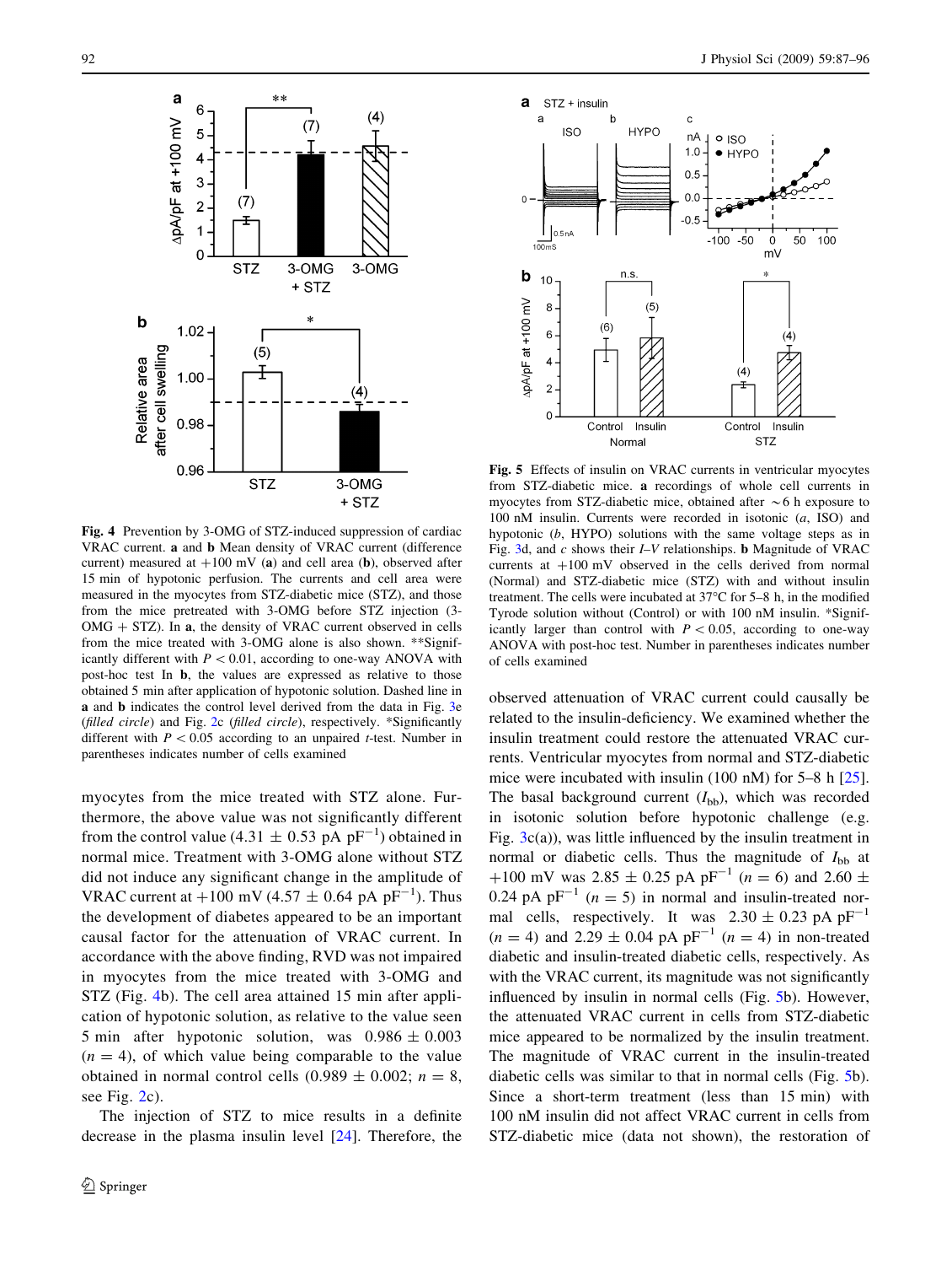**Fig. 4** Prevention by 3-OMG of STZ-induced suppression of cardiac VRAC current. **a** and **b** Mean density of VRAC current (difference current) measured at +100 mV (**a**) and cell area (**b**), observed after 15 min of hypotonic perfusion. The currents and cell area were measured in the myocytes from STZ-diabetic mice (STZ), and those from the mice pretreated with 3-OMG before STZ injection (3-OMG + STZ). In **a**, the density of VRAC current observed in cells from the mice treated with 3-OMG alone is also shown. **Significantly different with $P < 0.01$, according to one-way ANOVA with post-hoc test In **b**, the values are expressed as relative to those obtained 5 min after application of hypotonic solution. Dashed line in **a** and **b** indicates the control level derived from the data in Fig. 3e (*filled circle*) and Fig. 2c (*filled circle*), respectively. *Significantly different with $P < 0.05$ according to an unpaired *t*-test. Number in parentheses indicates number of cells examined

myocytes from the mice treated with STZ alone. Furthermore, the above value was not significantly different from the control value (4.31 ± 0.53 pA $pF^{-1}$) obtained in normal mice. Treatment with 3-OMG alone without STZ did not induce any significant change in the amplitude of VRAC current at +100 mV (4.57 ± 0.64 pA $pF^{-1}$). Thus the development of diabetes appeared to be an important causal factor for the attenuation of VRAC current. In accordance with the above finding, RVD was not impaired in myocytes from the mice treated with 3-OMG and STZ (Fig. 4b). The cell area attained 15 min after application of hypotonic solution, as relative to the value seen 5 min after hypotonic solution, was 0.986 ± 0.003 ($n = 4$), of which value being comparable to the value obtained in normal control cells (0.989 ± 0.002; $n = 8$, see Fig. 2c).

The injection of STZ to mice results in a definite decrease in the plasma insulin level [24]. Therefore, the observed attenuation of VRAC current could causally be related to the insulin-deficiency. We examined whether the insulin treatment could restore the attenuated VRAC currents. Ventricular myocytes from normal and STZ-diabetic mice were incubated with insulin (100 nM) for 5–8 h [25]. The basal background current ($I_{bb}$), which was recorded in isotonic solution before hypotonic challenge (e.g. Fig. 3c(a)), was little influenced by the insulin treatment in normal or diabetic cells. Thus the magnitude of $I_{bb}$ at +100 mV was 2.85 ± 0.25 pA $pF^{-1}$ ($n = 6$) and 2.60 ± 0.24 pA $pF^{-1}$ ($n = 5$) in normal and insulin-treated normal cells, respectively. It was 2.30 ± 0.23 pA $pF^{-1}$ ($n = 4$) and 2.29 ± 0.04 pA $pF^{-1}$ ($n = 4$) in non-treated diabetic and insulin-treated diabetic cells, respectively. As with the VRAC current, its magnitude was not significantly influenced by insulin in normal cells (Fig. 5b). However, the attenuated VRAC current in cells from STZ-diabetic mice appeared to be normalized by the insulin treatment. The magnitude of VRAC current in the insulin-treated diabetic cells was similar to that in normal cells (Fig. 5b). Since a short-term treatment (less than 15 min) with 100 nM insulin did not affect VRAC current in cells from STZ-diabetic mice (data not shown), the restoration of

**Fig. 5** Effects of insulin on VRAC currents in ventricular myocytes from STZ-diabetic mice. **a** recordings of whole cell currents in myocytes from STZ-diabetic mice, obtained after ~6 h exposure to 100 nM insulin. Currents were recorded in isotonic (*a*, ISO) and hypotonic (*b*, HYPO) solutions with the same voltage steps as in Fig. 3d, and *c* shows their *I–V* relationships. **b** Magnitude of VRAC currents at +100 mV observed in the cells derived from normal (Normal) and STZ-diabetic mice (STZ) with and without insulin treatment. The cells were incubated at 37°C for 5–8 h, in the modified Tyrode solution without (Control) or with 100 nM insulin. *Significantly larger than control with $P < 0.05$, according to one-way ANOVA with post-hoc test. Number in parentheses indicates number of cells examined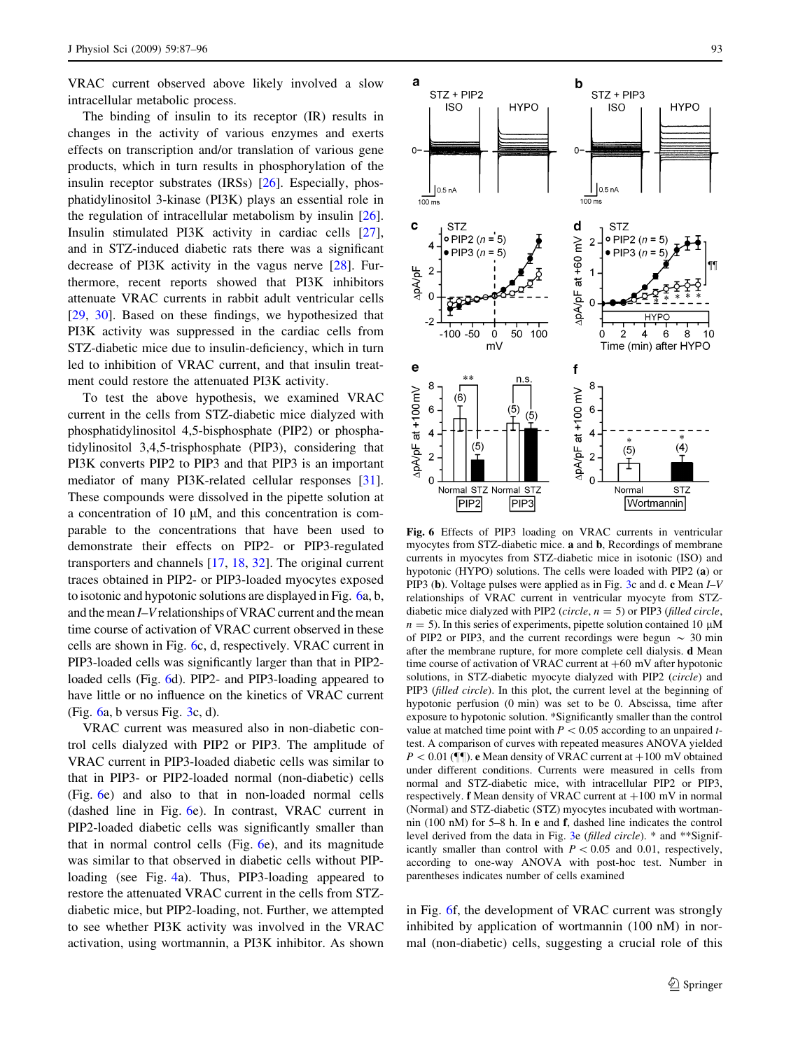VRAC current observed above likely involved a slow intracellular metabolic process.

The binding of insulin to its receptor (IR) results in changes in the activity of various enzymes and exerts effects on transcription and/or translation of various gene products, which in turn results in phosphorylation of the insulin receptor substrates (IRSs) [26]. Especially, phosphatidylinositol 3-kinase (PI3K) plays an essential role in the regulation of intracellular metabolism by insulin [26]. Insulin stimulated PI3K activity in cardiac cells [27], and in STZ-induced diabetic rats there was a significant decrease of PI3K activity in the vagus nerve [28]. Furthermore, recent reports showed that PI3K inhibitors attenuate VRAC currents in rabbit adult ventricular cells [29, 30]. Based on these findings, we hypothesized that PI3K activity was suppressed in the cardiac cells from STZ-diabetic mice due to insulin-deficiency, which in turn led to inhibition of VRAC current, and that insulin treatment could restore the attenuated PI3K activity.

To test the above hypothesis, we examined VRAC current in the cells from STZ-diabetic mice dialyzed with phosphatidylinositol 4,5-bisphosphate (PIP2) or phosphatidylinositol 3,4,5-trisphosphate (PIP3), considering that PI3K converts PIP2 to PIP3 and that PIP3 is an important mediator of many PI3K-related cellular responses [31]. These compounds were dissolved in the pipette solution at a concentration of 10 μM, and this concentration is comparable to the concentrations that have been used to demonstrate their effects on PIP2- or PIP3-regulated transporters and channels [17, 18, 32]. The original current traces obtained in PIP2- or PIP3-loaded myocytes exposed to isotonic and hypotonic solutions are displayed in Fig. 6a, b, and the mean *I–V* relationships of VRAC current and the mean time course of activation of VRAC current observed in these cells are shown in Fig. 6c, d, respectively. VRAC current in PIP3-loaded cells was significantly larger than that in PIP2-loaded cells (Fig. 6d). PIP2- and PIP3-loading appeared to have little or no influence on the kinetics of VRAC current (Fig. 6a, b versus Fig. 3c, d).

VRAC current was measured also in non-diabetic control cells dialyzed with PIP2 or PIP3. The amplitude of VRAC current in PIP3-loaded diabetic cells was similar to that in PIP3- or PIP2-loaded normal (non-diabetic) cells (Fig. 6e) and also to that in non-loaded normal cells (dashed line in Fig. 6e). In contrast, VRAC current in PIP2-loaded diabetic cells was significantly smaller than that in normal control cells (Fig. 6e), and its magnitude was similar to that observed in diabetic cells without PIP-loading (see Fig. 4a). Thus, PIP3-loading appeared to restore the attenuated VRAC current in the cells from STZ-diabetic mice, but PIP2-loading, not. Further, we attempted to see whether PI3K activity was involved in the VRAC activation, using wortmannin, a PI3K inhibitor. As shown in Fig. 6f, the development of VRAC current was strongly inhibited by application of wortmannin (100 nM) in normal (non-diabetic) cells, suggesting a crucial role of this

**Fig. 6** Effects of PIP3 loading on VRAC currents in ventricular myocytes from STZ-diabetic mice. **a** and **b**, Recordings of membrane currents in myocytes from STZ-diabetic mice in isotonic (ISO) and hypotonic (HYPO) solutions. The cells were loaded with PIP2 (**a**) or PIP3 (**b**). Voltage pulses were applied as in Fig. 3c and d. **c** Mean *I–V* relationships of VRAC current in ventricular myocyte from STZ-diabetic mice dialyzed with PIP2 (*circle*, $n = 5$) or PIP3 (*filled circle*, $n = 5$). In this series of experiments, pipette solution contained 10 μM of PIP2 or PIP3, and the current recordings were begun $\sim$ 30 min after the membrane rupture, for more complete cell dialysis. **d** Mean time course of activation of VRAC current at +60 mV after hypotonic solutions, in STZ-diabetic myocyte dialyzed with PIP2 (*circle*) and PIP3 (*filled circle*). In this plot, the current level at the beginning of hypotonic perfusion (0 min) was set to be 0. Abscissa, time after exposure to hypotonic solution. *Significantly smaller than the control value at matched time point with $P < 0.05$ according to an unpaired *t*-test. A comparison of curves with repeated measures ANOVA yielded $P < 0.01$ (¶¶). **e** Mean density of VRAC current at +100 mV obtained under different conditions. Currents were measured in cells from normal and STZ-diabetic mice, with intracellular PIP2 or PIP3, respectively. **f** Mean density of VRAC current at +100 mV in normal (Normal) and STZ-diabetic (STZ) myocytes incubated with wortmannin (100 nM) for 5–8 h. In **e** and **f**, dashed line indicates the control level derived from the data in Fig. 3e (*filled circle*). * and **Significantly smaller than control with $P < 0.05$ and 0.01, respectively, according to one-way ANOVA with post-hoc test. Number in parentheses indicates number of cells examined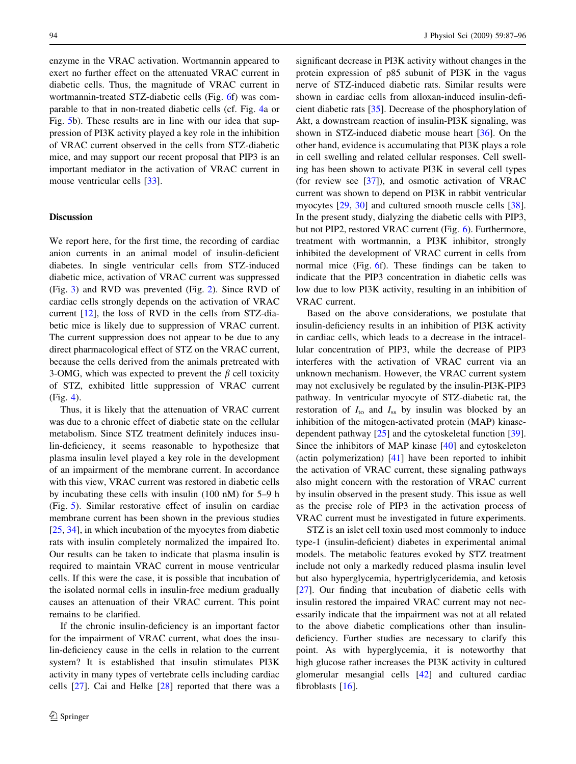enzyme in the VRAC activation. Wortmannin appeared to exert no further effect on the attenuated VRAC current in diabetic cells. Thus, the magnitude of VRAC current in wortmannin-treated STZ-diabetic cells (Fig. 6f) was comparable to that in non-treated diabetic cells (cf. Fig. 4a or Fig. 5b). These results are in line with our idea that suppression of PI3K activity played a key role in the inhibition of VRAC current observed in the cells from STZ-diabetic mice, and may support our recent proposal that PIP3 is an important mediator in the activation of VRAC current in mouse ventricular cells [33].

## Discussion

We report here, for the first time, the recording of cardiac anion currents in an animal model of insulin-deficient diabetes. In single ventricular cells from STZ-induced diabetic mice, activation of VRAC current was suppressed (Fig. 3) and RVD was prevented (Fig. 2). Since RVD of cardiac cells strongly depends on the activation of VRAC current [12], the loss of RVD in the cells from STZ-diabetic mice is likely due to suppression of VRAC current. The current suppression does not appear to be due to any direct pharmacological effect of STZ on the VRAC current, because the cells derived from the animals pretreated with 3-OMG, which was expected to prevent the $\beta$ cell toxicity of STZ, exhibited little suppression of VRAC current (Fig. 4).

Thus, it is likely that the attenuation of VRAC current was due to a chronic effect of diabetic state on the cellular metabolism. Since STZ treatment definitely induces insulin-deficiency, it seems reasonable to hypothesize that plasma insulin level played a key role in the development of an impairment of the membrane current. In accordance with this view, VRAC current was restored in diabetic cells by incubating these cells with insulin (100 nM) for 5–9 h (Fig. 5). Similar restorative effect of insulin on cardiac membrane current has been shown in the previous studies [25, 34], in which incubation of the myocytes from diabetic rats with insulin completely normalized the impaired Ito. Our results can be taken to indicate that plasma insulin is required to maintain VRAC current in mouse ventricular cells. If this were the case, it is possible that incubation of the isolated normal cells in insulin-free medium gradually causes an attenuation of their VRAC current. This point remains to be clarified.

If the chronic insulin-deficiency is an important factor for the impairment of VRAC current, what does the insulin-deficiency cause in the cells in relation to the current system? It is established that insulin stimulates PI3K activity in many types of vertebrate cells including cardiac cells [27]. Cai and Helke [28] reported that there was a significant decrease in PI3K activity without changes in the protein expression of p85 subunit of PI3K in the vagus nerve of STZ-induced diabetic rats. Similar results were shown in cardiac cells from alloxan-induced insulin-deficient diabetic rats [35]. Decrease of the phosphorylation of Akt, a downstream reaction of insulin-PI3K signaling, was shown in STZ-induced diabetic mouse heart [36]. On the other hand, evidence is accumulating that PI3K plays a role in cell swelling and related cellular responses. Cell swelling has been shown to activate PI3K in several cell types (for review see [37]), and osmotic activation of VRAC current was shown to depend on PI3K in rabbit ventricular myocytes [29, 30] and cultured smooth muscle cells [38]. In the present study, dialyzing the diabetic cells with PIP3, but not PIP2, restored VRAC current (Fig. 6). Furthermore, treatment with wortmannin, a PI3K inhibitor, strongly inhibited the development of VRAC current in cells from normal mice (Fig. 6f). These findings can be taken to indicate that the PIP3 concentration in diabetic cells was low due to low PI3K activity, resulting in an inhibition of VRAC current.

Based on the above considerations, we postulate that insulin-deficiency results in an inhibition of PI3K activity in cardiac cells, which leads to a decrease in the intracellular concentration of PIP3, while the decrease of PIP3 interferes with the activation of VRAC current via an unknown mechanism. However, the VRAC current system may not exclusively be regulated by the insulin-PI3K-PIP3 pathway. In ventricular myocyte of STZ-diabetic rat, the restoration of $I_{to}$ and $I_{ss}$ by insulin was blocked by an inhibition of the mitogen-activated protein (MAP) kinase-dependent pathway [25] and the cytoskeletal function [39]. Since the inhibitors of MAP kinase [40] and cytoskeleton (actin polymerization) [41] have been reported to inhibit the activation of VRAC current, these signaling pathways also might concern with the restoration of VRAC current by insulin observed in the present study. This issue as well as the precise role of PIP3 in the activation process of VRAC current must be investigated in future experiments.

STZ is an islet cell toxin used most commonly to induce type-1 (insulin-deficient) diabetes in experimental animal models. The metabolic features evoked by STZ treatment include not only a markedly reduced plasma insulin level but also hyperglycemia, hypertriglyceridemia, and ketosis [27]. Our finding that incubation of diabetic cells with insulin restored the impaired VRAC current may not necessarily indicate that the impairment was not at all related to the above diabetic complications other than insulin-deficiency. Further studies are necessary to clarify this point. As with hyperglycemia, it is noteworthy that high glucose rather increases the PI3K activity in cultured glomerular mesangial cells [42] and cultured cardiac fibroblasts [16].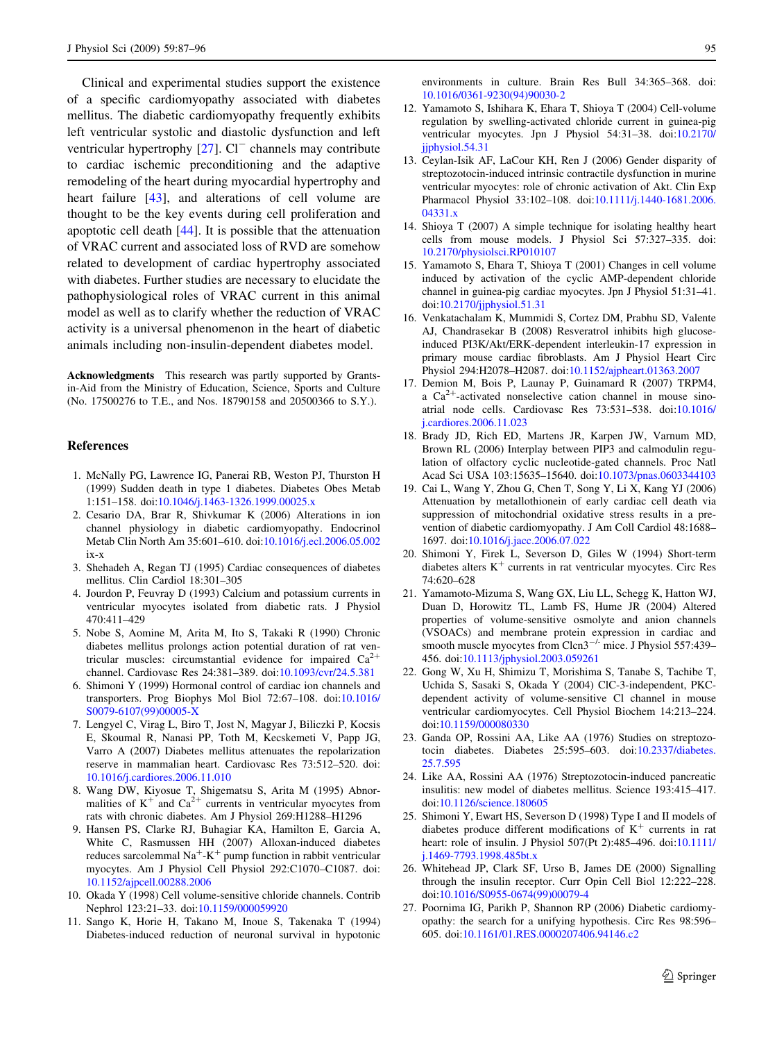Clinical and experimental studies support the existence of a specific cardiomyopathy associated with diabetes mellitus. The diabetic cardiomyopathy frequently exhibits left ventricular systolic and diastolic dysfunction and left ventricular hypertrophy [27]. $Cl^-$ channels may contribute to cardiac ischemic preconditioning and the adaptive remodeling of the heart during myocardial hypertrophy and heart failure [43], and alterations of cell volume are thought to be the key events during cell proliferation and apoptotic cell death [44]. It is possible that the attenuation of VRAC current and associated loss of RVD are somehow related to development of cardiac hypertrophy associated with diabetes. Further studies are necessary to elucidate the pathophysiological roles of VRAC current in this animal model as well as to clarify whether the reduction of VRAC activity is a universal phenomenon in the heart of diabetic animals including non-insulin-dependent diabetes model.

**Acknowledgments** This research was partly supported by Grants-in-Aid from the Ministry of Education, Science, Sports and Culture (No. 17500276 to T.E., and Nos. 18790158 and 20500366 to S.Y.).

## References

1. McNally PG, Lawrence IG, Panerai RB, Weston PJ, Thurston H (1999) Sudden death in type 1 diabetes. Diabetes Obes Metab 1:151–158. doi:10.1046/j.1463-1326.1999.00025.x
2. Cesario DA, Brar R, Shivkumar K (2006) Alterations in ion channel physiology in diabetic cardiomyopathy. Endocrinol Metab Clin North Am 35:601–610. doi:10.1016/j.ecl.2006.05.002 ix-x
3. Shehadeh A, Regan TJ (1995) Cardiac consequences of diabetes mellitus. Clin Cardiol 18:301–305
4. Jourdon P, Feuvray D (1993) Calcium and potassium currents in ventricular myocytes isolated from diabetic rats. J Physiol 470:411–429
5. Nobe S, Aomine M, Arita M, Ito S, Takaki R (1990) Chronic diabetes mellitus prolongs action potential duration of rat ventricular muscles: circumstantial evidence for impaired $Ca^{2+}$ channel. Cardiovasc Res 24:381–389. doi:10.1093/cvr/24.5.381
6. Shimoni Y (1999) Hormonal control of cardiac ion channels and transporters. Prog Biophys Mol Biol 72:67–108. doi:10.1016/S0079-6107(99)00005-X
7. Lengyel C, Virag L, Biro T, Jost N, Magyar J, Biliczki P, Kocsis E, Skoumal R, Nanasi PP, Toth M, Kecskemeti V, Papp JG, Varro A (2007) Diabetes mellitus attenuates the repolarization reserve in mammalian heart. Cardiovasc Res 73:512–520. doi:10.1016/j.cardiores.2006.11.010
8. Wang DW, Kiyosue T, Shigematsu S, Arita M (1995) Abnormalities of $K^+$ and $Ca^{2+}$ currents in ventricular myocytes from rats with chronic diabetes. Am J Physiol 269:H1288–H1296
9. Hansen PS, Clarke RJ, Buhagiar KA, Hamilton E, Garcia A, White C, Rasmussen HH (2007) Alloxan-induced diabetes reduces sarcolemmal $Na^+$-$K^+$ pump function in rabbit ventricular myocytes. Am J Physiol Cell Physiol 292:C1070–C1087. doi:10.1152/ajpcell.00288.2006
10. Okada Y (1998) Cell volume-sensitive chloride channels. Contrib Nephrol 123:21–33. doi:10.1159/000059920
11. Sango K, Horie H, Takano M, Inoue S, Takenaka T (1994) Diabetes-induced reduction of neuronal survival in hypotonic environments in culture. Brain Res Bull 34:365–368. doi:10.1016/0361-9230(94)90030-2
12. Yamamoto S, Ishihara K, Ehara T, Shioya T (2004) Cell-volume regulation by swelling-activated chloride current in guinea-pig ventricular myocytes. Jpn J Physiol 54:31–38. doi:10.2170/jjphysiol.54.31
13. Ceylan-Isik AF, LaCour KH, Ren J (2006) Gender disparity of streptozotocin-induced intrinsic contractile dysfunction in murine ventricular myocytes: role of chronic activation of Akt. Clin Exp Pharmacol Physiol 33:102–108. doi:10.1111/j.1440-1681.2006.04331.x
14. Shioya T (2007) A simple technique for isolating healthy heart cells from mouse models. J Physiol Sci 57:327–335. doi:10.2170/physiolsci.RP010107
15. Yamamoto S, Ehara T, Shioya T (2001) Changes in cell volume induced by activation of the cyclic AMP-dependent chloride channel in guinea-pig cardiac myocytes. Jpn J Physiol 51:31–41. doi:10.2170/jjphysiol.51.31
16. Venkatachalam K, Mummidi S, Cortez DM, Prabhu SD, Valente AJ, Chandrasekar B (2008) Resveratrol inhibits high glucose-induced PI3K/Akt/ERK-dependent interleukin-17 expression in primary mouse cardiac fibroblasts. Am J Physiol Heart Circ Physiol 294:H2078–H2087. doi:10.1152/ajpheart.01363.2007
17. Demion M, Bois P, Launay P, Guinamard R (2007) TRPM4, a $Ca^{2+}$-activated nonselective cation channel in mouse sino-atrial node cells. Cardiovasc Res 73:531–538. doi:10.1016/j.cardiores.2006.11.023
18. Brady JD, Rich ED, Martens JR, Karpen JW, Varnum MD, Brown RL (2006) Interplay between PIP3 and calmodulin regulation of olfactory cyclic nucleotide-gated channels. Proc Natl Acad Sci USA 103:15635–15640. doi:10.1073/pnas.0603344103
19. Cai L, Wang Y, Zhou G, Chen T, Song Y, Li X, Kang YJ (2006) Attenuation by metallothionein of early cardiac cell death via suppression of mitochondrial oxidative stress results in a prevention of diabetic cardiomyopathy. J Am Coll Cardiol 48:1688–1697. doi:10.1016/j.jacc.2006.07.022
20. Shimoni Y, Firek L, Severson D, Giles W (1994) Short-term diabetes alters $K^+$ currents in rat ventricular myocytes. Circ Res 74:620–628
21. Yamamoto-Mizuma S, Wang GX, Liu LL, Schegg K, Hatton WJ, Duan D, Horowitz TL, Lamb FS, Hume JR (2004) Altered properties of volume-sensitive osmolyte and anion channels (VSOACs) and membrane protein expression in cardiac and smooth muscle myocytes from Clcn3$^{-/-}$ mice. J Physiol 557:439–456. doi:10.1113/jphysiol.2003.059261
22. Gong W, Xu H, Shimizu T, Morishima S, Tanabe S, Tachibe T, Uchida S, Sasaki S, Okada Y (2004) ClC-3-independent, PKC-dependent activity of volume-sensitive Cl channel in mouse ventricular cardiomyocytes. Cell Physiol Biochem 14:213–224. doi:10.1159/000080330
23. Ganda OP, Rossini AA, Like AA (1976) Studies on streptozotocin diabetes. Diabetes 25:595–603. doi:10.2337/diabetes.25.7.595
24. Like AA, Rossini AA (1976) Streptozotocin-induced pancreatic insulitis: new model of diabetes mellitus. Science 193:415–417. doi:10.1126/science.180605
25. Shimoni Y, Ewart HS, Severson D (1998) Type I and II models of diabetes produce different modifications of $K^+$ currents in rat heart: role of insulin. J Physiol 507(Pt 2):485–496. doi:10.1111/j.1469-7793.1998.485bt.x
26. Whitehead JP, Clark SF, Urso B, James DE (2000) Signalling through the insulin receptor. Curr Opin Cell Biol 12:222–228. doi:10.1016/S0955-0674(99)00079-4
27. Poornima IG, Parikh P, Shannon RP (2006) Diabetic cardiomyopathy: the search for a unifying hypothesis. Circ Res 98:596–605. doi:10.1161/01.RES.0000207406.94146.c2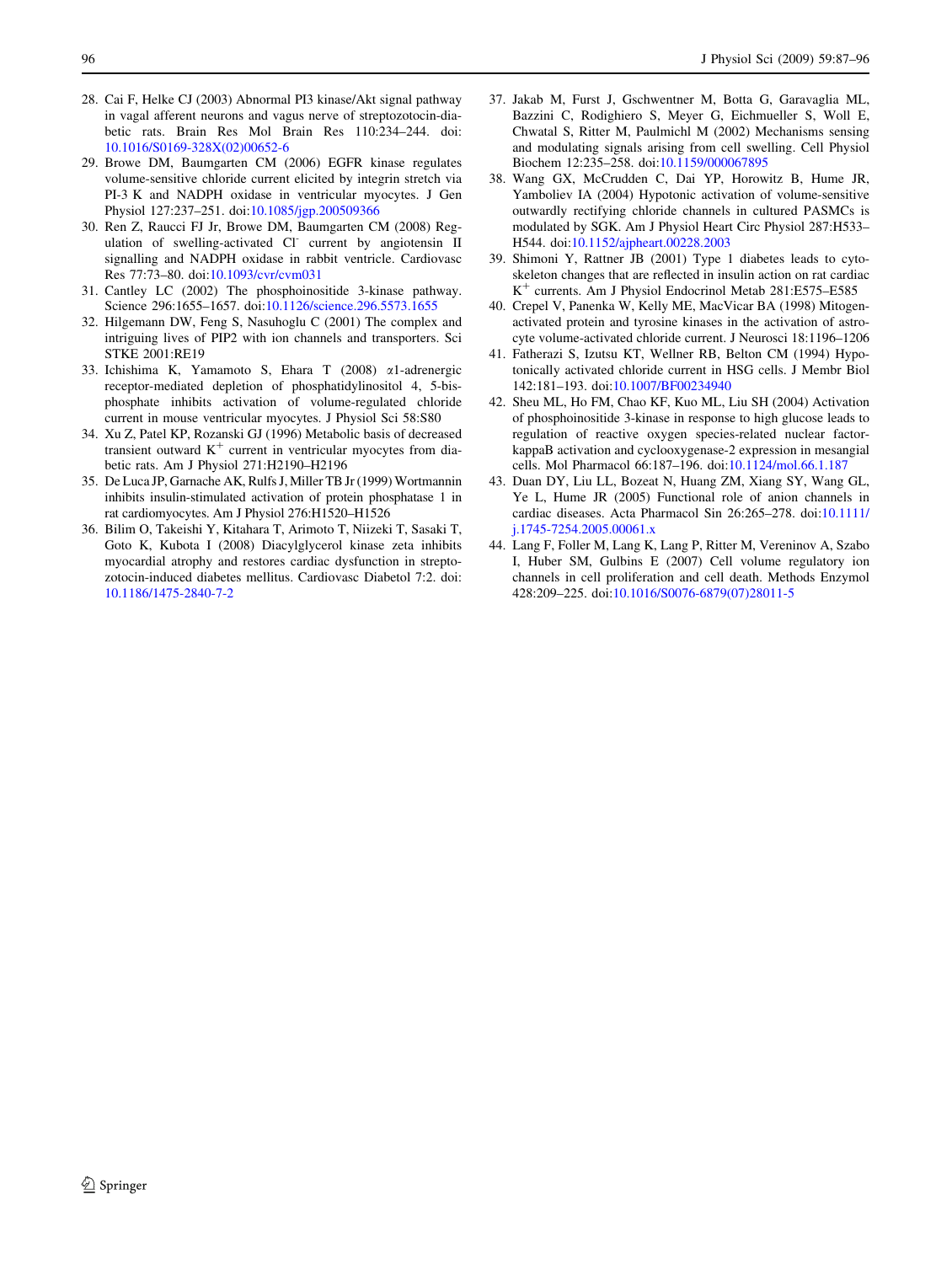28. Cai F, Helke CJ (2003) Abnormal PI3 kinase/Akt signal pathway in vagal afferent neurons and vagus nerve of streptozotocin-diabetic rats. Brain Res Mol Brain Res 110:234–244. doi:10.1016/S0169-328X(02)00652-6
29. Browe DM, Baumgarten CM (2006) EGFR kinase regulates volume-sensitive chloride current elicited by integrin stretch via PI-3 K and NADPH oxidase in ventricular myocytes. J Gen Physiol 127:237–251. doi:10.1085/jgp.200509366
30. Ren Z, Raucci FJ Jr, Browe DM, Baumgarten CM (2008) Regulation of swelling-activated $Cl^-$ current by angiotensin II signalling and NADPH oxidase in rabbit ventricle. Cardiovasc Res 77:73–80. doi:10.1093/cvr/cvm031
31. Cantley LC (2002) The phosphoinositide 3-kinase pathway. Science 296:1655–1657. doi:10.1126/science.296.5573.1655
32. Hilgemann DW, Feng S, Nasuhoglu C (2001) The complex and intriguing lives of PIP2 with ion channels and transporters. Sci STKE 2001:RE19
33. Ichishima K, Yamamoto S, Ehara T (2008) α1-adrenergic receptor-mediated depletion of phosphatidylinositol 4, 5-bisphosphate inhibits activation of volume-regulated chloride current in mouse ventricular myocytes. J Physiol Sci 58:S80
34. Xu Z, Patel KP, Rozanski GJ (1996) Metabolic basis of decreased transient outward $K^+$ current in ventricular myocytes from diabetic rats. Am J Physiol 271:H2190–H2196
35. De Luca JP, Garnache AK, Rulfs J, Miller TB Jr (1999) Wortmannin inhibits insulin-stimulated activation of protein phosphatase 1 in rat cardiomyocytes. Am J Physiol 276:H1520–H1526
36. Bilim O, Takeishi Y, Kitahara T, Arimoto T, Niizeki T, Sasaki T, Goto K, Kubota I (2008) Diacylglycerol kinase zeta inhibits myocardial atrophy and restores cardiac dysfunction in streptozotocin-induced diabetes mellitus. Cardiovasc Diabetol 7:2. doi:10.1186/1475-2840-7-2
37. Jakab M, Furst J, Gschwentner M, Botta G, Garavaglia ML, Bazzini C, Rodighiero S, Meyer G, Eichmueller S, Woll E, Chwatal S, Ritter M, Paulmichl M (2002) Mechanisms sensing and modulating signals arising from cell swelling. Cell Physiol Biochem 12:235–258. doi:10.1159/000067895
38. Wang GX, McCrudden C, Dai YP, Horowitz B, Hume JR, Yamboliev IA (2004) Hypotonic activation of volume-sensitive outwardly rectifying chloride channels in cultured PASMCs is modulated by SGK. Am J Physiol Heart Circ Physiol 287:H533–H544. doi:10.1152/ajpheart.00228.2003
39. Shimoni Y, Rattner JB (2001) Type 1 diabetes leads to cytoskeleton changes that are reflected in insulin action on rat cardiac $K^+$ currents. Am J Physiol Endocrinol Metab 281:E575–E585
40. Crepel V, Panenka W, Kelly ME, MacVicar BA (1998) Mitogen-activated protein and tyrosine kinases in the activation of astrocyte volume-activated chloride current. J Neurosci 18:1196–1206
41. Fatherazi S, Izutsu KT, Wellner RB, Belton CM (1994) Hypotonically activated chloride current in HSG cells. J Membr Biol 142:181–193. doi:10.1007/BF00234940
42. Sheu ML, Ho FM, Chao KF, Kuo ML, Liu SH (2004) Activation of phosphoinositide 3-kinase in response to high glucose leads to regulation of reactive oxygen species-related nuclear factor-kappaB activation and cyclooxygenase-2 expression in mesangial cells. Mol Pharmacol 66:187–196. doi:10.1124/mol.66.1.187
43. Duan DY, Liu LL, Bozeat N, Huang ZM, Xiang SY, Wang GL, Ye L, Hume JR (2005) Functional role of anion channels in cardiac diseases. Acta Pharmacol Sin 26:265–278. doi:10.1111/j.1745-7254.2005.00061.x
44. Lang F, Foller M, Lang K, Lang P, Ritter M, Vereninov A, Szabo I, Huber SM, Gulbins E (2007) Cell volume regulatory ion channels in cell proliferation and cell death. Methods Enzymol 428:209–225. doi:10.1016/S0076-6879(07)28011-5